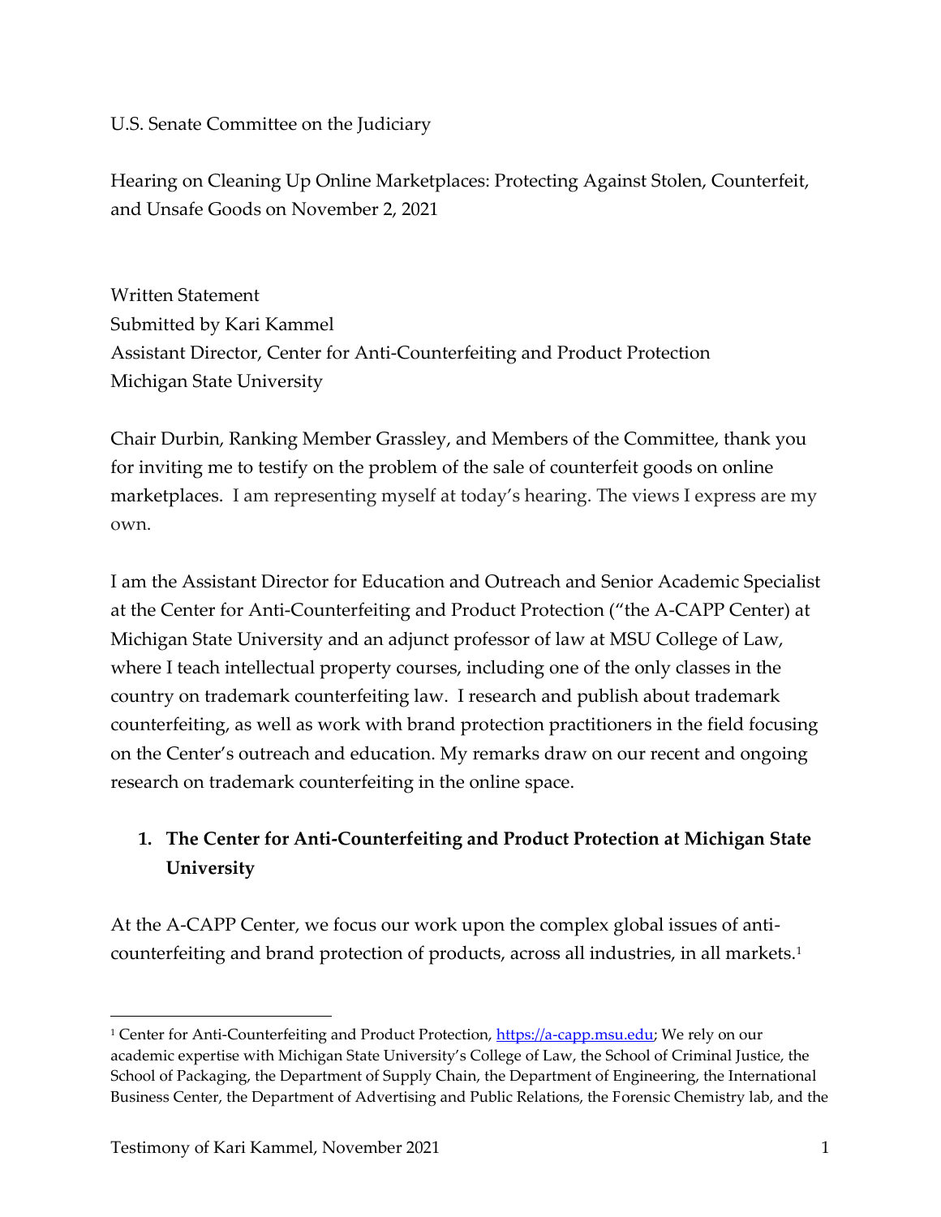U.S. Senate Committee on the Judiciary

Hearing on Cleaning Up Online Marketplaces: Protecting Against Stolen, Counterfeit, and Unsafe Goods on November 2, 2021

Written Statement
Submitted by Kari Kammel
Assistant Director, Center for Anti-Counterfeiting and Product Protection
Michigan State University

Chair Durbin, Ranking Member Grassley, and Members of the Committee, thank you for inviting me to testify on the problem of the sale of counterfeit goods on online marketplaces. I am representing myself at today's hearing. The views I express are my own.

I am the Assistant Director for Education and Outreach and Senior Academic Specialist at the Center for Anti-Counterfeiting and Product Protection ("the A-CAPP Center) at Michigan State University and an adjunct professor of law at MSU College of Law, where I teach intellectual property courses, including one of the only classes in the country on trademark counterfeiting law. I research and publish about trademark counterfeiting, as well as work with brand protection practitioners in the field focusing on the Center's outreach and education. My remarks draw on our recent and ongoing research on trademark counterfeiting in the online space.

## 1. The Center for Anti-Counterfeiting and Product Protection at Michigan State University

At the A-CAPP Center, we focus our work upon the complex global issues of anti-counterfeiting and brand protection of products, across all industries, in all markets.[1]

[1] Center for Anti-Counterfeiting and Product Protection, https://a-capp.msu.edu; We rely on our academic expertise with Michigan State University's College of Law, the School of Criminal Justice, the School of Packaging, the Department of Supply Chain, the Department of Engineering, the International Business Center, the Department of Advertising and Public Relations, the Forensic Chemistry lab, and the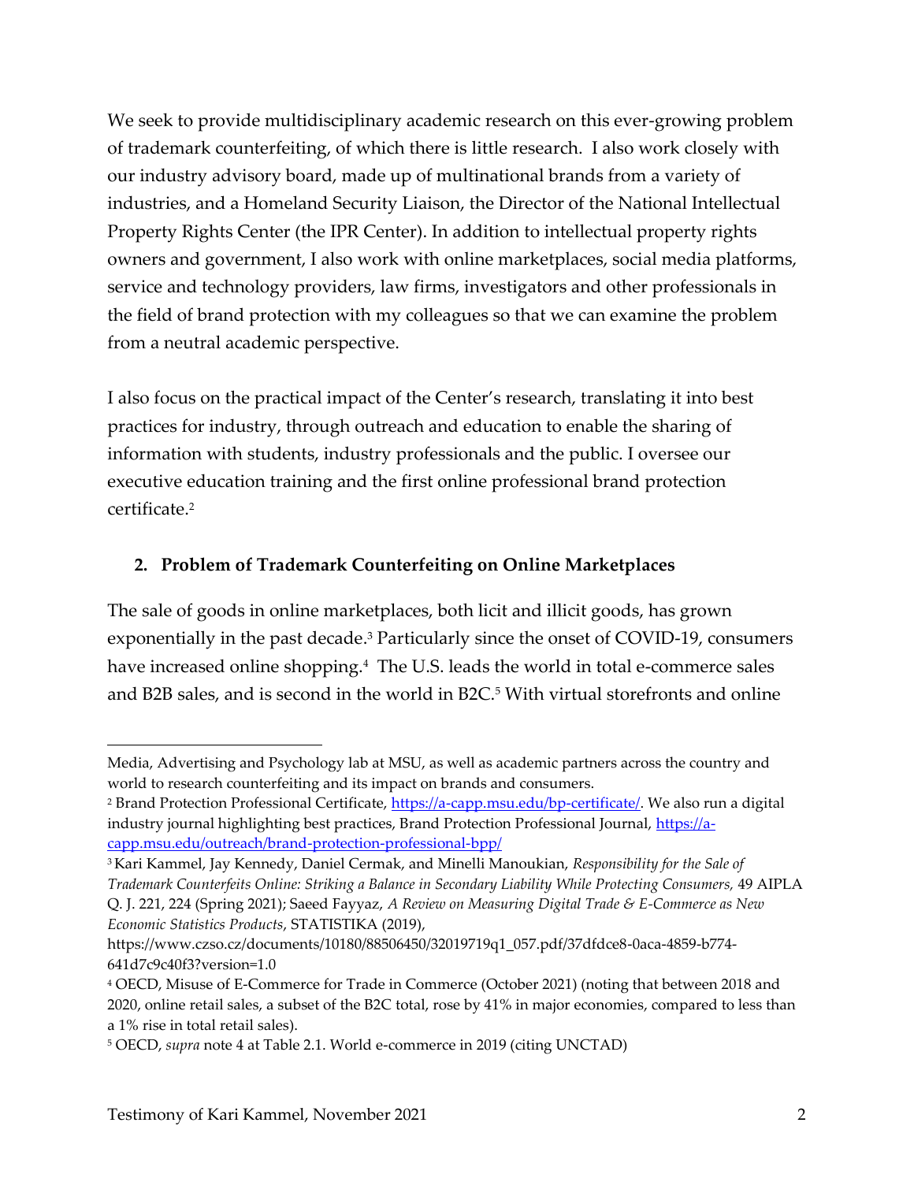We seek to provide multidisciplinary academic research on this ever-growing problem of trademark counterfeiting, of which there is little research. I also work closely with our industry advisory board, made up of multinational brands from a variety of industries, and a Homeland Security Liaison, the Director of the National Intellectual Property Rights Center (the IPR Center). In addition to intellectual property rights owners and government, I also work with online marketplaces, social media platforms, service and technology providers, law firms, investigators and other professionals in the field of brand protection with my colleagues so that we can examine the problem from a neutral academic perspective.

I also focus on the practical impact of the Center's research, translating it into best practices for industry, through outreach and education to enable the sharing of information with students, industry professionals and the public. I oversee our executive education training and the first online professional brand protection certificate.[2]

## 2. Problem of Trademark Counterfeiting on Online Marketplaces

The sale of goods in online marketplaces, both licit and illicit goods, has grown exponentially in the past decade.[3] Particularly since the onset of COVID-19, consumers have increased online shopping.[4] The U.S. leads the world in total e-commerce sales and B2B sales, and is second in the world in B2C.[5] With virtual storefronts and online

---

Media, Advertising and Psychology lab at MSU, as well as academic partners across the country and world to research counterfeiting and its impact on brands and consumers.

[2] Brand Protection Professional Certificate, https://a-capp.msu.edu/bp-certificate/. We also run a digital industry journal highlighting best practices, Brand Protection Professional Journal, https://a-capp.msu.edu/outreach/brand-protection-professional-bpp/

[3] Kari Kammel, Jay Kennedy, Daniel Cermak, and Minelli Manoukian, *Responsibility for the Sale of Trademark Counterfeits Online: Striking a Balance in Secondary Liability While Protecting Consumers,* 49 AIPLA Q. J. 221, 224 (Spring 2021); Saeed Fayyaz, *A Review on Measuring Digital Trade & E-Commerce as New Economic Statistics Products*, STATISTIKA (2019), https://www.czso.cz/documents/10180/88506450/32019719q1_057.pdf/37dfdce8-0aca-4859-b774-641d7c9c40f3?version=1.0

[4] OECD, Misuse of E-Commerce for Trade in Commerce (October 2021) (noting that between 2018 and 2020, online retail sales, a subset of the B2C total, rose by 41% in major economies, compared to less than a 1% rise in total retail sales).

[5] OECD, *supra* note 4 at Table 2.1. World e-commerce in 2019 (citing UNCTAD)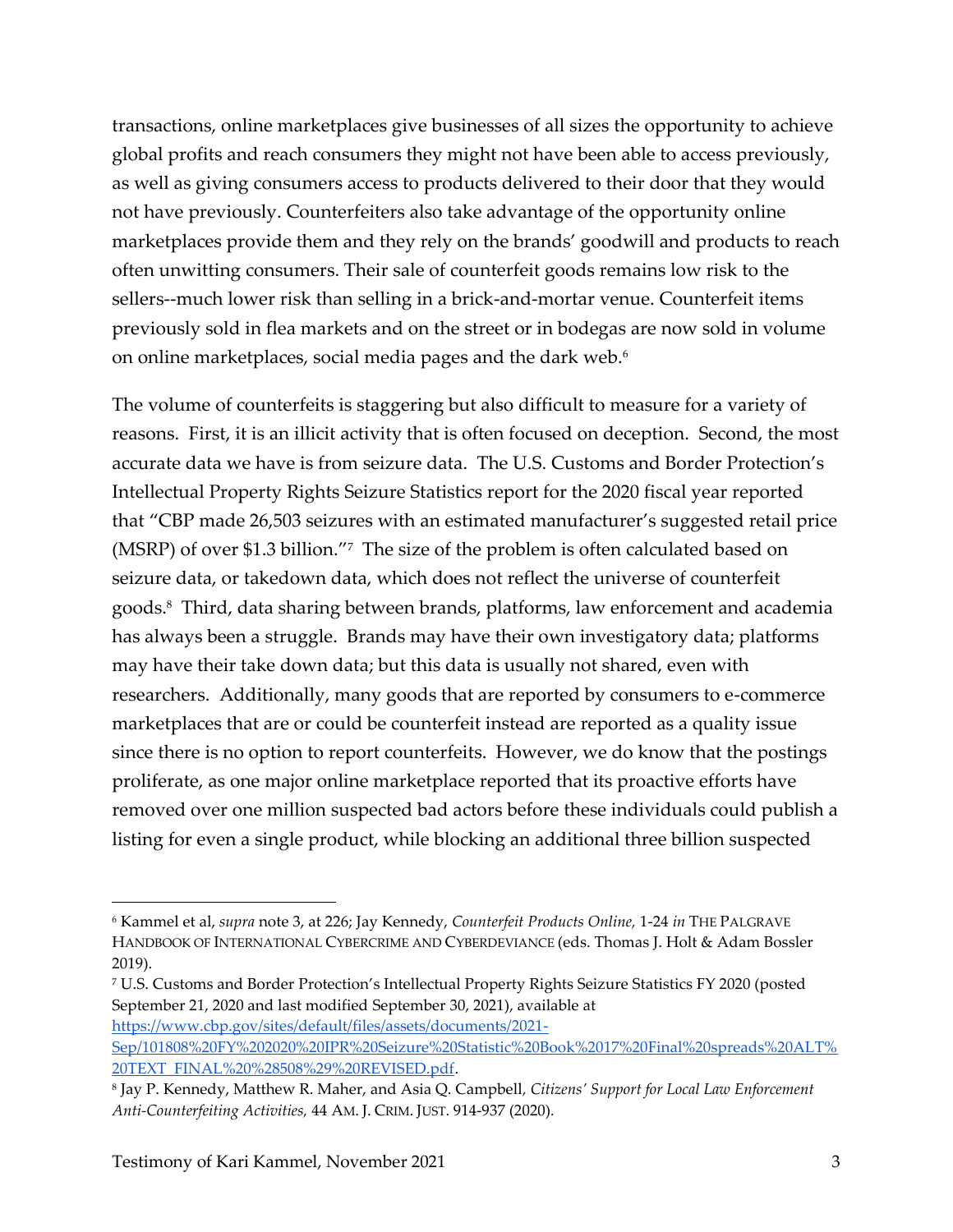transactions, online marketplaces give businesses of all sizes the opportunity to achieve global profits and reach consumers they might not have been able to access previously, as well as giving consumers access to products delivered to their door that they would not have previously. Counterfeiters also take advantage of the opportunity online marketplaces provide them and they rely on the brands' goodwill and products to reach often unwitting consumers. Their sale of counterfeit goods remains low risk to the sellers--much lower risk than selling in a brick-and-mortar venue. Counterfeit items previously sold in flea markets and on the street or in bodegas are now sold in volume on online marketplaces, social media pages and the dark web.[6]

The volume of counterfeits is staggering but also difficult to measure for a variety of reasons. First, it is an illicit activity that is often focused on deception. Second, the most accurate data we have is from seizure data. The U.S. Customs and Border Protection's Intellectual Property Rights Seizure Statistics report for the 2020 fiscal year reported that "CBP made 26,503 seizures with an estimated manufacturer's suggested retail price (MSRP) of over $1.3 billion."[7] The size of the problem is often calculated based on seizure data, or takedown data, which does not reflect the universe of counterfeit goods.[8] Third, data sharing between brands, platforms, law enforcement and academia has always been a struggle. Brands may have their own investigatory data; platforms may have their take down data; but this data is usually not shared, even with researchers. Additionally, many goods that are reported by consumers to e-commerce marketplaces that are or could be counterfeit instead are reported as a quality issue since there is no option to report counterfeits. However, we do know that the postings proliferate, as one major online marketplace reported that its proactive efforts have removed over one million suspected bad actors before these individuals could publish a listing for even a single product, while blocking an additional three billion suspected

---

[6] Kammel et al, *supra* note 3, at 226; Jay Kennedy, *Counterfeit Products Online,* 1-24 *in* THE PALGRAVE HANDBOOK OF INTERNATIONAL CYBERCRIME AND CYBERDEVIANCE (eds. Thomas J. Holt & Adam Bossler 2019).

[7] U.S. Customs and Border Protection's Intellectual Property Rights Seizure Statistics FY 2020 (posted September 21, 2020 and last modified September 30, 2021), available at https://www.cbp.gov/sites/default/files/assets/documents/2021-Sep/101808%20FY%202020%20IPR%20Seizure%20Statistic%20Book%2017%20Final%20spreads%20ALT%20TEXT_FINAL%20%2808%29%20REVISED.pdf.

[8] Jay P. Kennedy, Matthew R. Maher, and Asia Q. Campbell, *Citizens' Support for Local Law Enforcement Anti-Counterfeiting Activities,* 44 AM. J. CRIM. JUST. 914-937 (2020).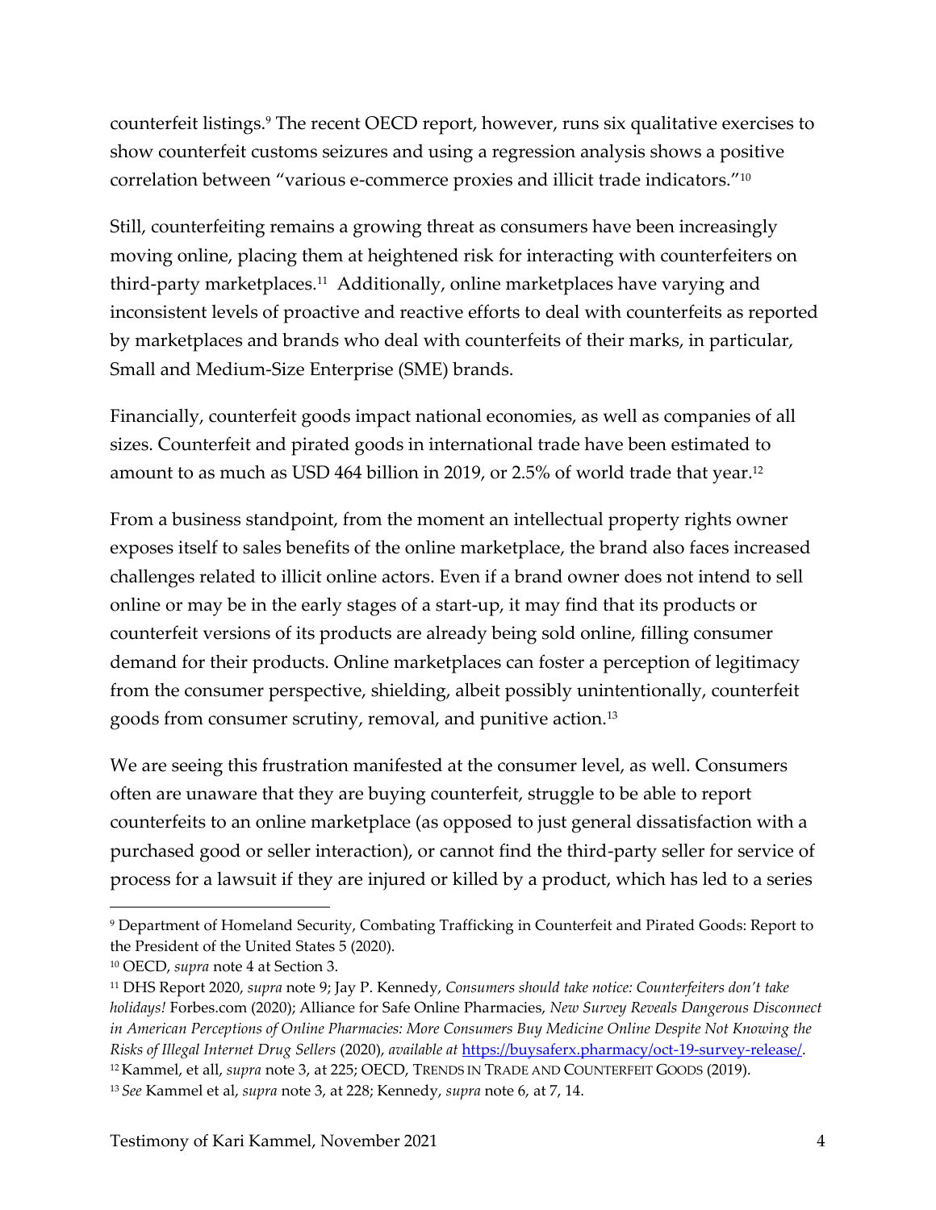counterfeit listings.[9] The recent OECD report, however, runs six qualitative exercises to show counterfeit customs seizures and using a regression analysis shows a positive correlation between "various e-commerce proxies and illicit trade indicators."[10]

Still, counterfeiting remains a growing threat as consumers have been increasingly moving online, placing them at heightened risk for interacting with counterfeiters on third-party marketplaces.[11] Additionally, online marketplaces have varying and inconsistent levels of proactive and reactive efforts to deal with counterfeits as reported by marketplaces and brands who deal with counterfeits of their marks, in particular, Small and Medium-Size Enterprise (SME) brands.

Financially, counterfeit goods impact national economies, as well as companies of all sizes. Counterfeit and pirated goods in international trade have been estimated to amount to as much as USD 464 billion in 2019, or 2.5% of world trade that year.[12]

From a business standpoint, from the moment an intellectual property rights owner exposes itself to sales benefits of the online marketplace, the brand also faces increased challenges related to illicit online actors. Even if a brand owner does not intend to sell online or may be in the early stages of a start-up, it may find that its products or counterfeit versions of its products are already being sold online, filling consumer demand for their products. Online marketplaces can foster a perception of legitimacy from the consumer perspective, shielding, albeit possibly unintentionally, counterfeit goods from consumer scrutiny, removal, and punitive action.[13]

We are seeing this frustration manifested at the consumer level, as well. Consumers often are unaware that they are buying counterfeit, struggle to be able to report counterfeits to an online marketplace (as opposed to just general dissatisfaction with a purchased good or seller interaction), or cannot find the third-party seller for service of process for a lawsuit if they are injured or killed by a product, which has led to a series

---

[9] Department of Homeland Security, Combating Trafficking in Counterfeit and Pirated Goods: Report to the President of the United States 5 (2020).

[10] OECD, *supra* note 4 at Section 3.

[11] DHS Report 2020, *supra* note 9; Jay P. Kennedy, *Consumers should take notice: Counterfeiters don't take holidays!* Forbes.com (2020); Alliance for Safe Online Pharmacies, *New Survey Reveals Dangerous Disconnect in American Perceptions of Online Pharmacies: More Consumers Buy Medicine Online Despite Not Knowing the Risks of Illegal Internet Drug Sellers* (2020), *available at* https://buysaferx.pharmacy/oct-19-survey-release/.

[12] Kammel, et all, *supra* note 3, at 225; OECD, TRENDS IN TRADE AND COUNTERFEIT GOODS (2019).

[13] *See* Kammel et al, *supra* note 3, at 228; Kennedy, *supra* note 6, at 7, 14.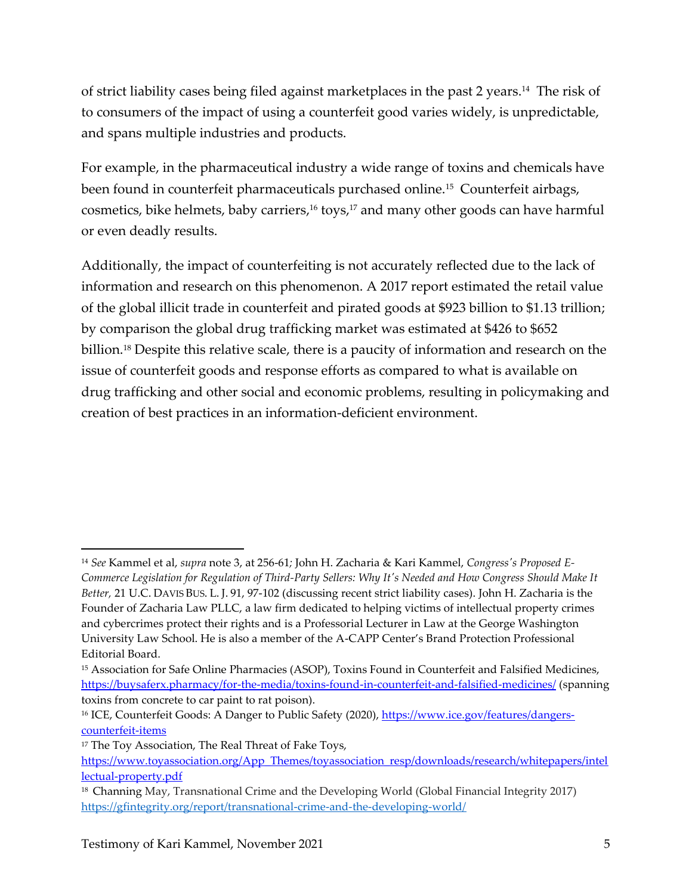of strict liability cases being filed against marketplaces in the past 2 years.[14] The risk of to consumers of the impact of using a counterfeit good varies widely, is unpredictable, and spans multiple industries and products.

For example, in the pharmaceutical industry a wide range of toxins and chemicals have been found in counterfeit pharmaceuticals purchased online.[15] Counterfeit airbags, cosmetics, bike helmets, baby carriers,[16] toys,[17] and many other goods can have harmful or even deadly results.

Additionally, the impact of counterfeiting is not accurately reflected due to the lack of information and research on this phenomenon. A 2017 report estimated the retail value of the global illicit trade in counterfeit and pirated goods at $923 billion to $1.13 trillion; by comparison the global drug trafficking market was estimated at $426 to $652 billion.[18] Despite this relative scale, there is a paucity of information and research on the issue of counterfeit goods and response efforts as compared to what is available on drug trafficking and other social and economic problems, resulting in policymaking and creation of best practices in an information-deficient environment.

---

[14] *See* Kammel et al, *supra* note 3, at 256-61; John H. Zacharia & Kari Kammel, *Congress's Proposed E-Commerce Legislation for Regulation of Third-Party Sellers: Why It's Needed and How Congress Should Make It Better,* 21 U.C. DAVIS BUS. L. J. 91, 97-102 (discussing recent strict liability cases). John H. Zacharia is the Founder of Zacharia Law PLLC, a law firm dedicated to helping victims of intellectual property crimes and cybercrimes protect their rights and is a Professorial Lecturer in Law at the George Washington University Law School. He is also a member of the A-CAPP Center's Brand Protection Professional Editorial Board.

[15] Association for Safe Online Pharmacies (ASOP), Toxins Found in Counterfeit and Falsified Medicines, https://buysaferx.pharmacy/for-the-media/toxins-found-in-counterfeit-and-falsified-medicines/ (spanning toxins from concrete to car paint to rat poison).

[16] ICE, Counterfeit Goods: A Danger to Public Safety (2020), https://www.ice.gov/features/dangers-counterfeit-items

[17] The Toy Association, The Real Threat of Fake Toys, https://www.toyassociation.org/App_Themes/toyassociation_resp/downloads/research/whitepapers/intellectual-property.pdf

[18] Channing May, Transnational Crime and the Developing World (Global Financial Integrity 2017) https://gfintegrity.org/report/transnational-crime-and-the-developing-world/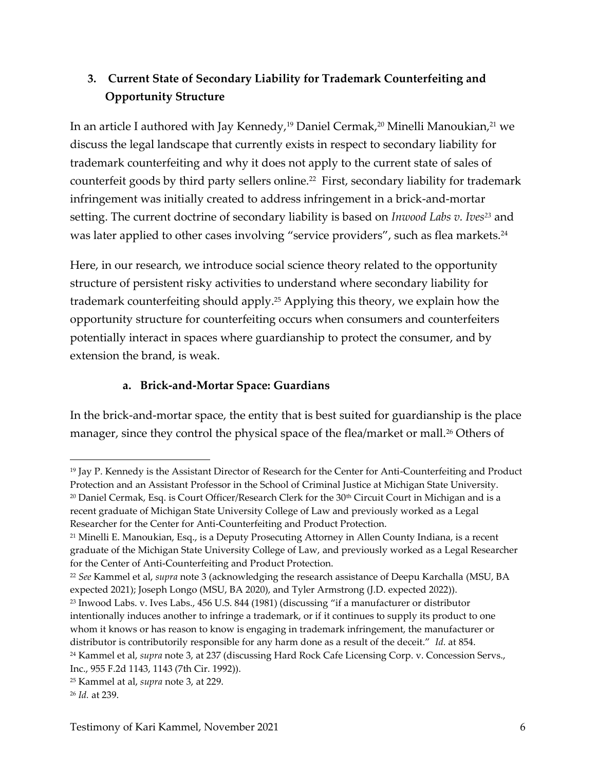### 3. Current State of Secondary Liability for Trademark Counterfeiting and Opportunity Structure

In an article I authored with Jay Kennedy,[19] Daniel Cermak,[20] Minelli Manoukian,[21] we discuss the legal landscape that currently exists in respect to secondary liability for trademark counterfeiting and why it does not apply to the current state of sales of counterfeit goods by third party sellers online.[22] First, secondary liability for trademark infringement was initially created to address infringement in a brick-and-mortar setting. The current doctrine of secondary liability is based on *Inwood Labs v. Ives*[23] and was later applied to other cases involving "service providers", such as flea markets.[24]

Here, in our research, we introduce social science theory related to the opportunity structure of persistent risky activities to understand where secondary liability for trademark counterfeiting should apply.[25] Applying this theory, we explain how the opportunity structure for counterfeiting occurs when consumers and counterfeiters potentially interact in spaces where guardianship to protect the consumer, and by extension the brand, is weak.

#### a. Brick-and-Mortar Space: Guardians

In the brick-and-mortar space, the entity that is best suited for guardianship is the place manager, since they control the physical space of the flea/market or mall.[26] Others of

---

[19] Jay P. Kennedy is the Assistant Director of Research for the Center for Anti-Counterfeiting and Product Protection and an Assistant Professor in the School of Criminal Justice at Michigan State University.

[20] Daniel Cermak, Esq. is Court Officer/Research Clerk for the 30th Circuit Court in Michigan and is a recent graduate of Michigan State University College of Law and previously worked as a Legal Researcher for the Center for Anti-Counterfeiting and Product Protection.

[21] Minelli E. Manoukian, Esq., is a Deputy Prosecuting Attorney in Allen County Indiana, is a recent graduate of the Michigan State University College of Law, and previously worked as a Legal Researcher for the Center of Anti-Counterfeiting and Product Protection.

[22] *See* Kammel et al, *supra* note 3 (acknowledging the research assistance of Deepu Karchalla (MSU, BA expected 2021); Joseph Longo (MSU, BA 2020), and Tyler Armstrong (J.D. expected 2022)).

[23] Inwood Labs. v. Ives Labs., 456 U.S. 844 (1981) (discussing "if a manufacturer or distributor intentionally induces another to infringe a trademark, or if it continues to supply its product to one whom it knows or has reason to know is engaging in trademark infringement, the manufacturer or distributor is contributorily responsible for any harm done as a result of the deceit." *Id.* at 854.

[24] Kammel et al, *supra* note 3, at 237 (discussing Hard Rock Cafe Licensing Corp. v. Concession Servs., Inc., 955 F.2d 1143, 1143 (7th Cir. 1992)).

[25] Kammel at al, *supra* note 3, at 229.

[26] *Id.* at 239.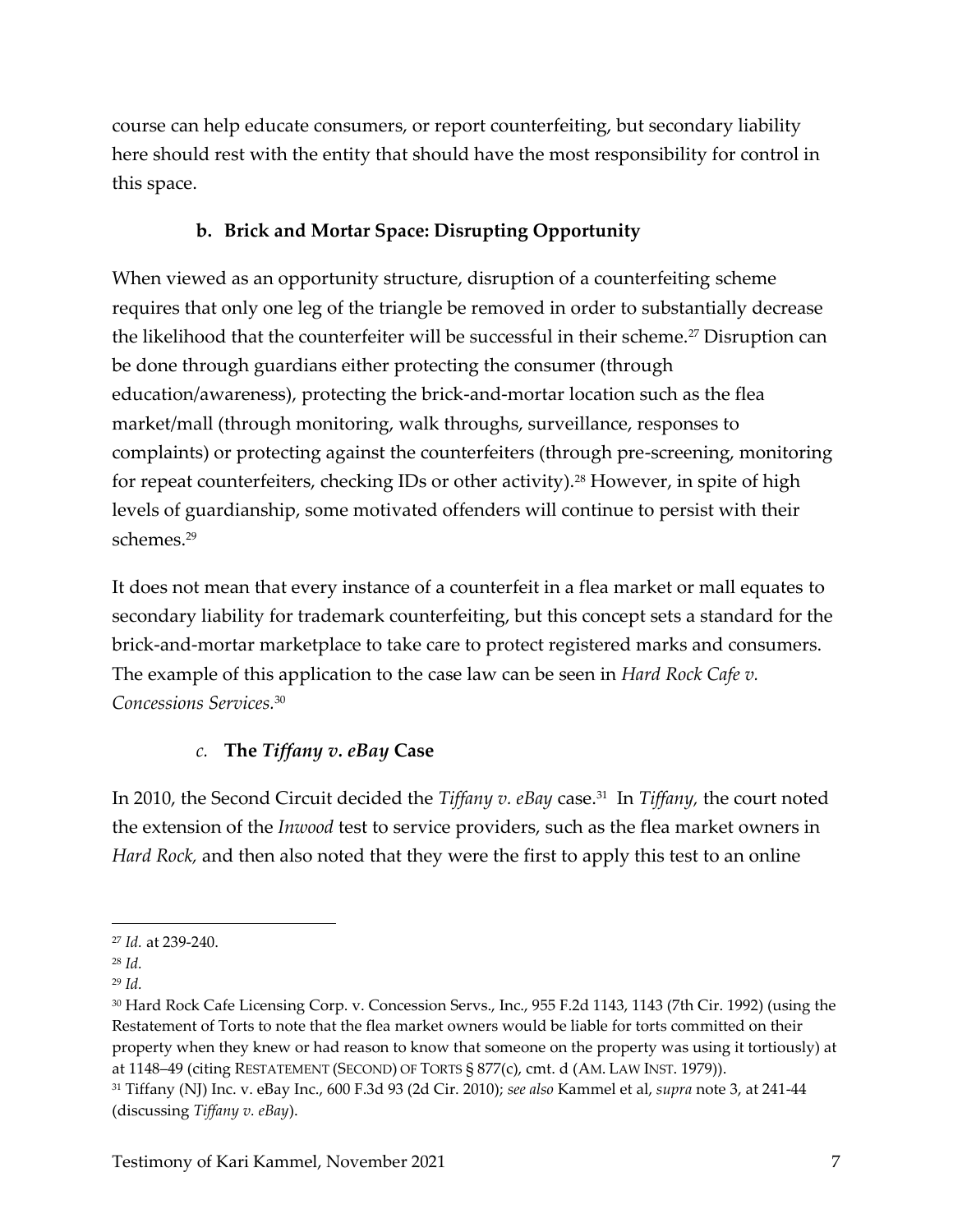course can help educate consumers, or report counterfeiting, but secondary liability here should rest with the entity that should have the most responsibility for control in this space.

### b. Brick and Mortar Space: Disrupting Opportunity

When viewed as an opportunity structure, disruption of a counterfeiting scheme requires that only one leg of the triangle be removed in order to substantially decrease the likelihood that the counterfeiter will be successful in their scheme.[27] Disruption can be done through guardians either protecting the consumer (through education/awareness), protecting the brick-and-mortar location such as the flea market/mall (through monitoring, walk throughs, surveillance, responses to complaints) or protecting against the counterfeiters (through pre-screening, monitoring for repeat counterfeiters, checking IDs or other activity).[28] However, in spite of high levels of guardianship, some motivated offenders will continue to persist with their schemes.[29]

It does not mean that every instance of a counterfeit in a flea market or mall equates to secondary liability for trademark counterfeiting, but this concept sets a standard for the brick-and-mortar marketplace to take care to protect registered marks and consumers. The example of this application to the case law can be seen in *Hard Rock Cafe v. Concessions Services.*[30]

### *c.* The *Tiffany v. eBay* Case

In 2010, the Second Circuit decided the *Tiffany v. eBay* case.[31] In *Tiffany,* the court noted the extension of the *Inwood* test to service providers, such as the flea market owners in *Hard Rock,* and then also noted that they were the first to apply this test to an online

---

[27] *Id.* at 239-240.

[28] *Id.*

[29] *Id.*

[30] Hard Rock Cafe Licensing Corp. v. Concession Servs., Inc., 955 F.2d 1143, 1143 (7th Cir. 1992) (using the Restatement of Torts to note that the flea market owners would be liable for torts committed on their property when they knew or had reason to know that someone on the property was using it tortiously) at at 1148–49 (citing RESTATEMENT (SECOND) OF TORTS § 877(c), cmt. d (AM. LAW INST. 1979)).

[31] Tiffany (NJ) Inc. v. eBay Inc., 600 F.3d 93 (2d Cir. 2010); *see also* Kammel et al, *supra* note 3, at 241-44 (discussing *Tiffany v. eBay*).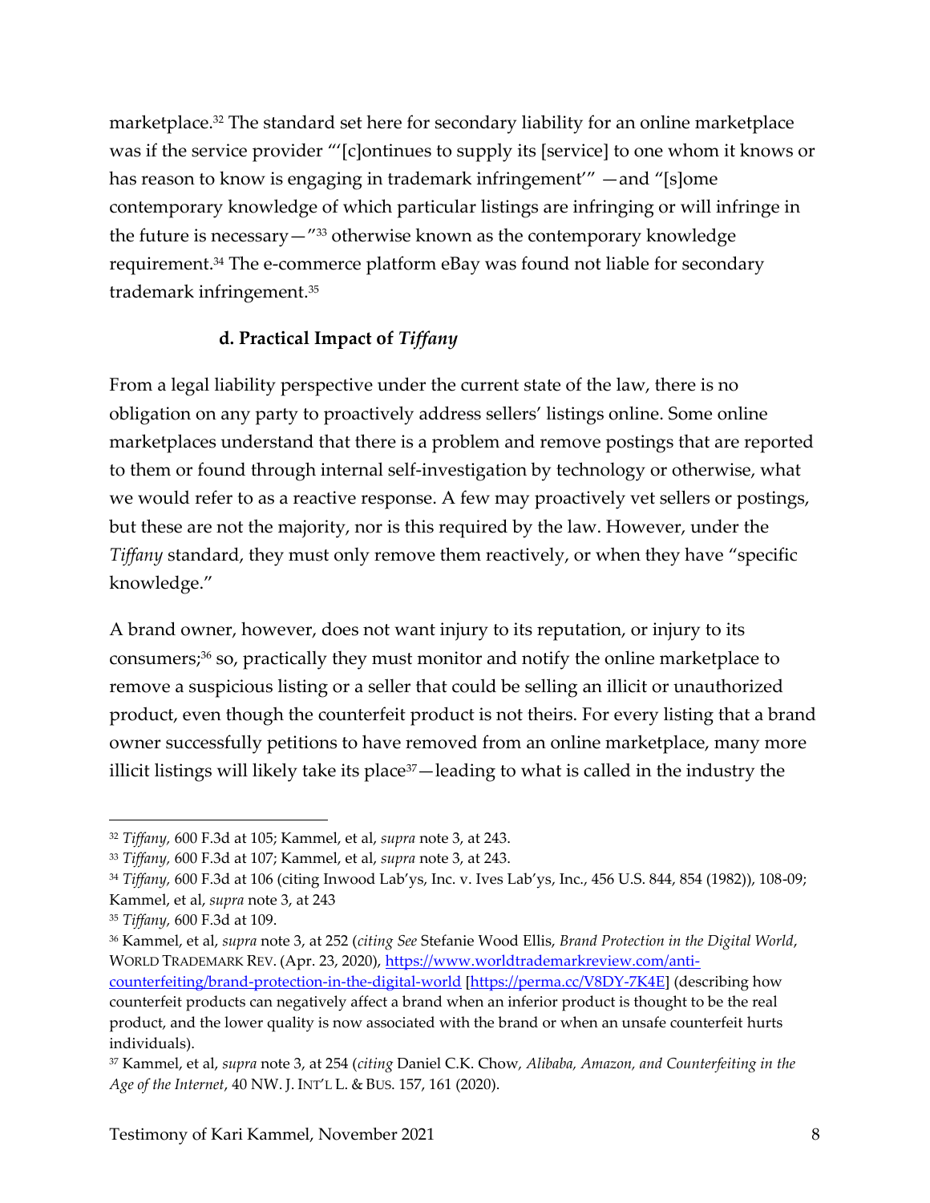marketplace.[32] The standard set here for secondary liability for an online marketplace was if the service provider "'[c]ontinues to supply its [service] to one whom it knows or has reason to know is engaging in trademark infringement'" —and "[s]ome contemporary knowledge of which particular listings are infringing or will infringe in the future is necessary—"[33] otherwise known as the contemporary knowledge requirement.[34] The e-commerce platform eBay was found not liable for secondary trademark infringement.[35]

### d. Practical Impact of *Tiffany*

From a legal liability perspective under the current state of the law, there is no obligation on any party to proactively address sellers' listings online. Some online marketplaces understand that there is a problem and remove postings that are reported to them or found through internal self-investigation by technology or otherwise, what we would refer to as a reactive response. A few may proactively vet sellers or postings, but these are not the majority, nor is this required by the law. However, under the *Tiffany* standard, they must only remove them reactively, or when they have "specific knowledge."

A brand owner, however, does not want injury to its reputation, or injury to its consumers;[36] so, practically they must monitor and notify the online marketplace to remove a suspicious listing or a seller that could be selling an illicit or unauthorized product, even though the counterfeit product is not theirs. For every listing that a brand owner successfully petitions to have removed from an online marketplace, many more illicit listings will likely take its place[37]—leading to what is called in the industry the

---

[32] *Tiffany,* 600 F.3d at 105; Kammel, et al, *supra* note 3, at 243.

[33] *Tiffany,* 600 F.3d at 107; Kammel, et al, *supra* note 3, at 243.

[34] *Tiffany,* 600 F.3d at 106 (citing Inwood Lab'ys, Inc. v. Ives Lab'ys, Inc., 456 U.S. 844, 854 (1982)), 108-09; Kammel, et al, *supra* note 3, at 243

[35] *Tiffany,* 600 F.3d at 109.

[36] Kammel, et al, *supra* note 3, at 252 (*citing See* Stefanie Wood Ellis, *Brand Protection in the Digital World*, WORLD TRADEMARK REV. (Apr. 23, 2020), https://www.worldtrademarkreview.com/anti-counterfeiting/brand-protection-in-the-digital-world [https://perma.cc/V8DY-7K4E] (describing how counterfeit products can negatively affect a brand when an inferior product is thought to be the real product, and the lower quality is now associated with the brand or when an unsafe counterfeit hurts individuals).

[37] Kammel, et al, *supra* note 3, at 254 (*citing* Daniel C.K. Chow, *Alibaba, Amazon, and Counterfeiting in the Age of the Internet*, 40 NW. J. INT'L L. & BUS. 157, 161 (2020).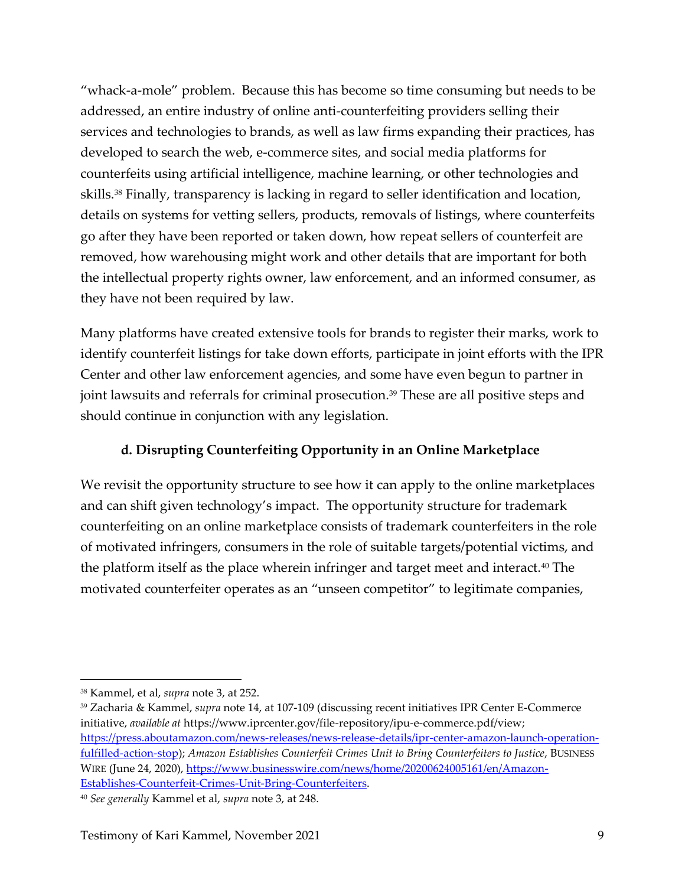"whack-a-mole" problem. Because this has become so time consuming but needs to be addressed, an entire industry of online anti-counterfeiting providers selling their services and technologies to brands, as well as law firms expanding their practices, has developed to search the web, e-commerce sites, and social media platforms for counterfeits using artificial intelligence, machine learning, or other technologies and skills.[38] Finally, transparency is lacking in regard to seller identification and location, details on systems for vetting sellers, products, removals of listings, where counterfeits go after they have been reported or taken down, how repeat sellers of counterfeit are removed, how warehousing might work and other details that are important for both the intellectual property rights owner, law enforcement, and an informed consumer, as they have not been required by law.

Many platforms have created extensive tools for brands to register their marks, work to identify counterfeit listings for take down efforts, participate in joint efforts with the IPR Center and other law enforcement agencies, and some have even begun to partner in joint lawsuits and referrals for criminal prosecution.[39] These are all positive steps and should continue in conjunction with any legislation.

### d. Disrupting Counterfeiting Opportunity in an Online Marketplace

We revisit the opportunity structure to see how it can apply to the online marketplaces and can shift given technology's impact. The opportunity structure for trademark counterfeiting on an online marketplace consists of trademark counterfeiters in the role of motivated infringers, consumers in the role of suitable targets/potential victims, and the platform itself as the place wherein infringer and target meet and interact.[40] The motivated counterfeiter operates as an "unseen competitor" to legitimate companies,

---

[38] Kammel, et al, *supra* note 3, at 252.

[39] Zacharia & Kammel, *supra* note 14, at 107-109 (discussing recent initiatives IPR Center E-Commerce initiative, *available at* https://www.iprcenter.gov/file-repository/ipu-e-commerce.pdf/view; https://press.aboutamazon.com/news-releases/news-release-details/ipr-center-amazon-launch-operation-fulfilled-action-stop); *Amazon Establishes Counterfeit Crimes Unit to Bring Counterfeiters to Justice*, BUSINESS WIRE (June 24, 2020), https://www.businesswire.com/news/home/20200624005161/en/Amazon-Establishes-Counterfeit-Crimes-Unit-Bring-Counterfeiters.

[40] *See generally* Kammel et al, *supra* note 3, at 248.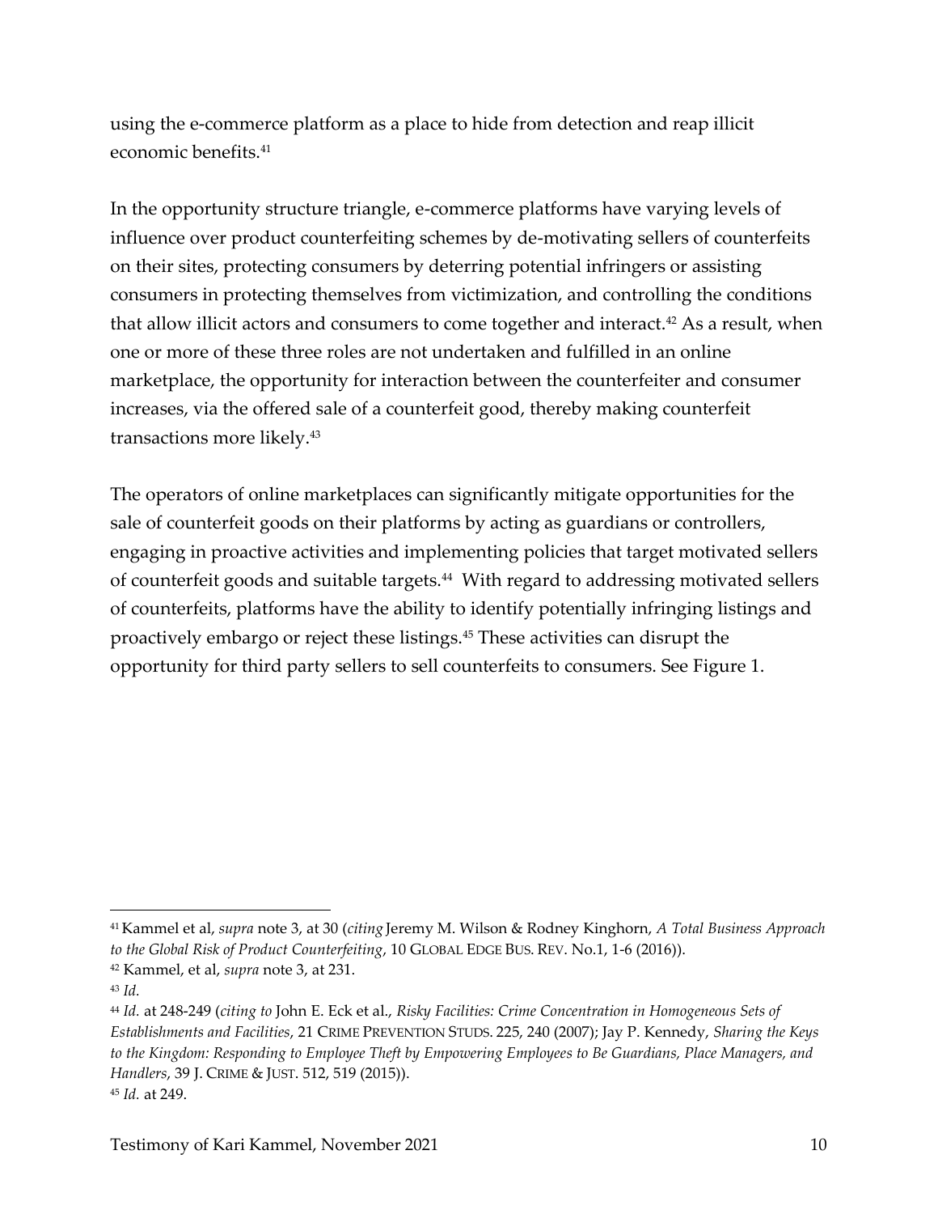using the e-commerce platform as a place to hide from detection and reap illicit economic benefits.[41]

In the opportunity structure triangle, e-commerce platforms have varying levels of influence over product counterfeiting schemes by de-motivating sellers of counterfeits on their sites, protecting consumers by deterring potential infringers or assisting consumers in protecting themselves from victimization, and controlling the conditions that allow illicit actors and consumers to come together and interact.[42] As a result, when one or more of these three roles are not undertaken and fulfilled in an online marketplace, the opportunity for interaction between the counterfeiter and consumer increases, via the offered sale of a counterfeit good, thereby making counterfeit transactions more likely.[43]

The operators of online marketplaces can significantly mitigate opportunities for the sale of counterfeit goods on their platforms by acting as guardians or controllers, engaging in proactive activities and implementing policies that target motivated sellers of counterfeit goods and suitable targets.[44] With regard to addressing motivated sellers of counterfeits, platforms have the ability to identify potentially infringing listings and proactively embargo or reject these listings.[45] These activities can disrupt the opportunity for third party sellers to sell counterfeits to consumers. See Figure 1.

---

[41] Kammel et al, *supra* note 3, at 30 (*citing* Jeremy M. Wilson & Rodney Kinghorn, *A Total Business Approach to the Global Risk of Product Counterfeiting*, 10 GLOBAL EDGE BUS. REV. No.1, 1-6 (2016)).

[42] Kammel, et al, *supra* note 3, at 231.

[43] *Id.*

[44] *Id.* at 248-249 (*citing to* John E. Eck et al., *Risky Facilities: Crime Concentration in Homogeneous Sets of Establishments and Facilities*, 21 CRIME PREVENTION STUDS. 225, 240 (2007); Jay P. Kennedy, *Sharing the Keys to the Kingdom: Responding to Employee Theft by Empowering Employees to Be Guardians, Place Managers, and Handlers*, 39 J. CRIME & JUST. 512, 519 (2015)).

[45] *Id.* at 249.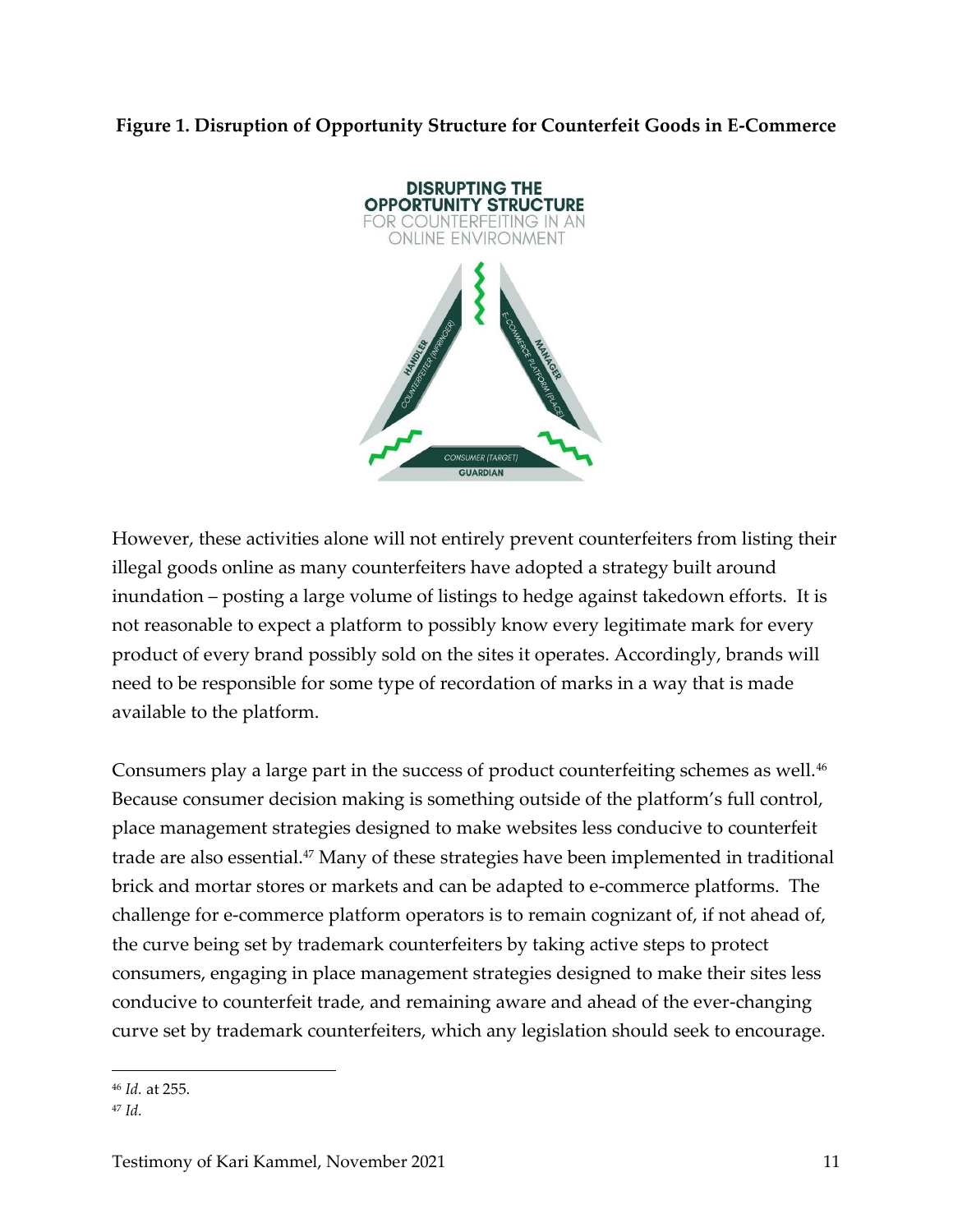**Figure 1. Disruption of Opportunity Structure for Counterfeit Goods in E-Commerce**

However, these activities alone will not entirely prevent counterfeiters from listing their illegal goods online as many counterfeiters have adopted a strategy built around inundation – posting a large volume of listings to hedge against takedown efforts. It is not reasonable to expect a platform to possibly know every legitimate mark for every product of every brand possibly sold on the sites it operates. Accordingly, brands will need to be responsible for some type of recordation of marks in a way that is made available to the platform.

Consumers play a large part in the success of product counterfeiting schemes as well.[46] Because consumer decision making is something outside of the platform's full control, place management strategies designed to make websites less conducive to counterfeit trade are also essential.[47] Many of these strategies have been implemented in traditional brick and mortar stores or markets and can be adapted to e-commerce platforms. The challenge for e-commerce platform operators is to remain cognizant of, if not ahead of, the curve being set by trademark counterfeiters by taking active steps to protect consumers, engaging in place management strategies designed to make their sites less conducive to counterfeit trade, and remaining aware and ahead of the ever-changing curve set by trademark counterfeiters, which any legislation should seek to encourage.

[46] *Id.* at 255.

[47] *Id.*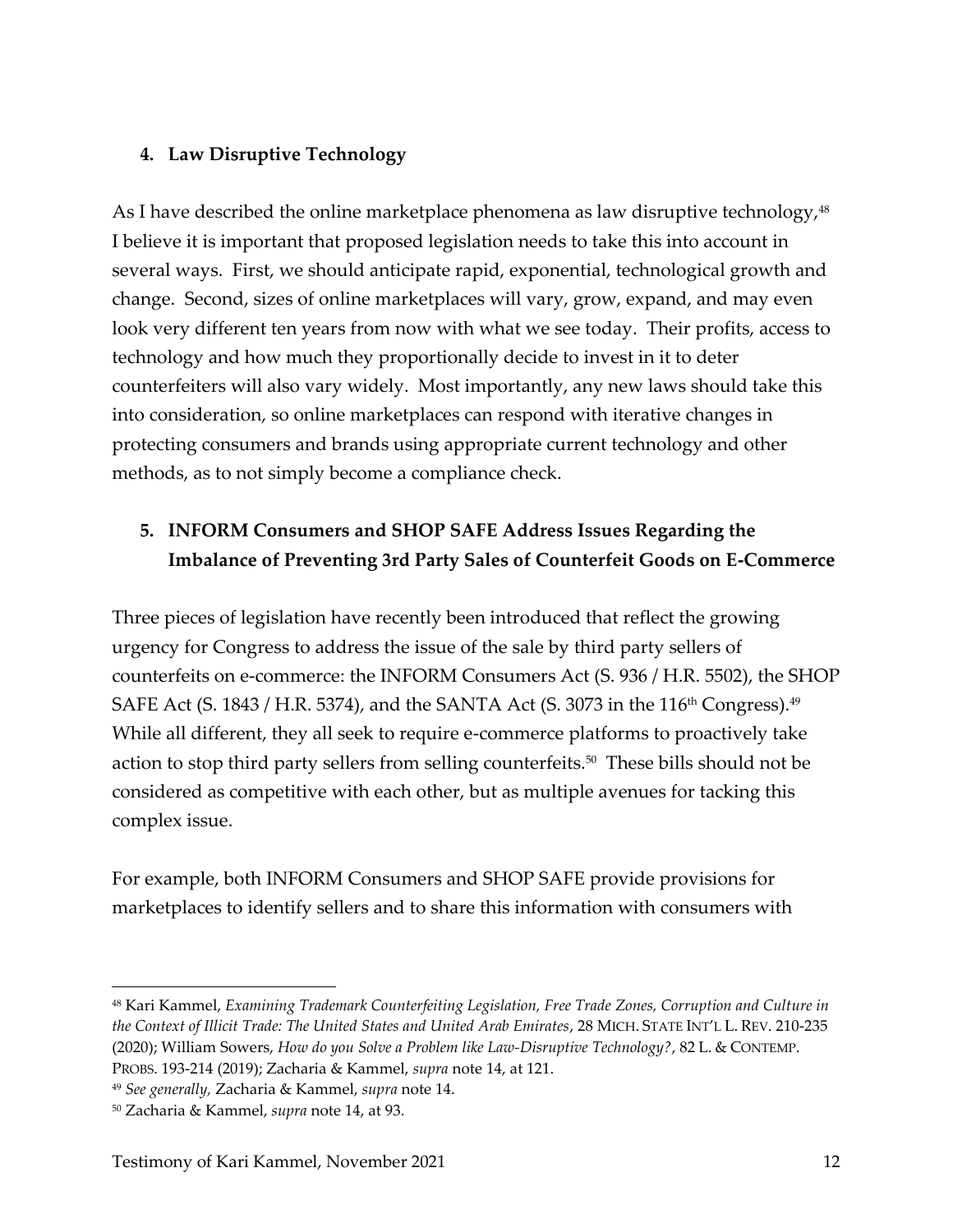### 4. Law Disruptive Technology

As I have described the online marketplace phenomena as law disruptive technology,[48] I believe it is important that proposed legislation needs to take this into account in several ways. First, we should anticipate rapid, exponential, technological growth and change. Second, sizes of online marketplaces will vary, grow, expand, and may even look very different ten years from now with what we see today. Their profits, access to technology and how much they proportionally decide to invest in it to deter counterfeiters will also vary widely. Most importantly, any new laws should take this into consideration, so online marketplaces can respond with iterative changes in protecting consumers and brands using appropriate current technology and other methods, as to not simply become a compliance check.

### 5. INFORM Consumers and SHOP SAFE Address Issues Regarding the Imbalance of Preventing 3rd Party Sales of Counterfeit Goods on E-Commerce

Three pieces of legislation have recently been introduced that reflect the growing urgency for Congress to address the issue of the sale by third party sellers of counterfeits on e-commerce: the INFORM Consumers Act (S. 936 / H.R. 5502), the SHOP SAFE Act (S. 1843 / H.R. 5374), and the SANTA Act (S. 3073 in the 116th Congress).[49] While all different, they all seek to require e-commerce platforms to proactively take action to stop third party sellers from selling counterfeits.[50] These bills should not be considered as competitive with each other, but as multiple avenues for tacking this complex issue.

For example, both INFORM Consumers and SHOP SAFE provide provisions for marketplaces to identify sellers and to share this information with consumers with

---

[48] Kari Kammel, *Examining Trademark Counterfeiting Legislation, Free Trade Zones, Corruption and Culture in the Context of Illicit Trade: The United States and United Arab Emirates*, 28 MICH. STATE INT'L L. REV. 210-235 (2020); William Sowers, *How do you Solve a Problem like Law-Disruptive Technology?*, 82 L. & CONTEMP. PROBS. 193-214 (2019); Zacharia & Kammel, *supra* note 14, at 121.

[49] *See generally,* Zacharia & Kammel, *supra* note 14.

[50] Zacharia & Kammel, *supra* note 14, at 93.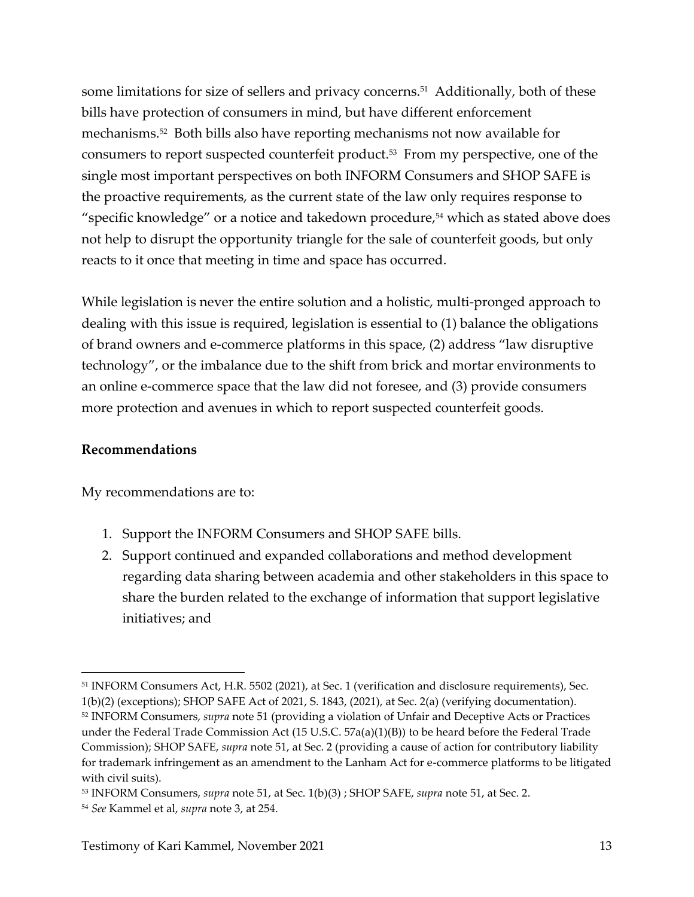some limitations for size of sellers and privacy concerns.[51] Additionally, both of these bills have protection of consumers in mind, but have different enforcement mechanisms.[52] Both bills also have reporting mechanisms not now available for consumers to report suspected counterfeit product.[53] From my perspective, one of the single most important perspectives on both INFORM Consumers and SHOP SAFE is the proactive requirements, as the current state of the law only requires response to "specific knowledge" or a notice and takedown procedure,[54] which as stated above does not help to disrupt the opportunity triangle for the sale of counterfeit goods, but only reacts to it once that meeting in time and space has occurred.

While legislation is never the entire solution and a holistic, multi-pronged approach to dealing with this issue is required, legislation is essential to (1) balance the obligations of brand owners and e-commerce platforms in this space, (2) address "law disruptive technology", or the imbalance due to the shift from brick and mortar environments to an online e-commerce space that the law did not foresee, and (3) provide consumers more protection and avenues in which to report suspected counterfeit goods.

**Recommendations**

My recommendations are to:

1. Support the INFORM Consumers and SHOP SAFE bills.
2. Support continued and expanded collaborations and method development regarding data sharing between academia and other stakeholders in this space to share the burden related to the exchange of information that support legislative initiatives; and

---

[51] INFORM Consumers Act, H.R. 5502 (2021), at Sec. 1 (verification and disclosure requirements), Sec. 1(b)(2) (exceptions); SHOP SAFE Act of 2021, S. 1843, (2021), at Sec. 2(a) (verifying documentation).

[52] INFORM Consumers, *supra* note 51 (providing a violation of Unfair and Deceptive Acts or Practices under the Federal Trade Commission Act (15 U.S.C. 57a(a)(1)(B)) to be heard before the Federal Trade Commission); SHOP SAFE, *supra* note 51, at Sec. 2 (providing a cause of action for contributory liability for trademark infringement as an amendment to the Lanham Act for e-commerce platforms to be litigated with civil suits).

[53] INFORM Consumers, *supra* note 51, at Sec. 1(b)(3) ; SHOP SAFE, *supra* note 51, at Sec. 2.

[54] *See* Kammel et al, *supra* note 3, at 254.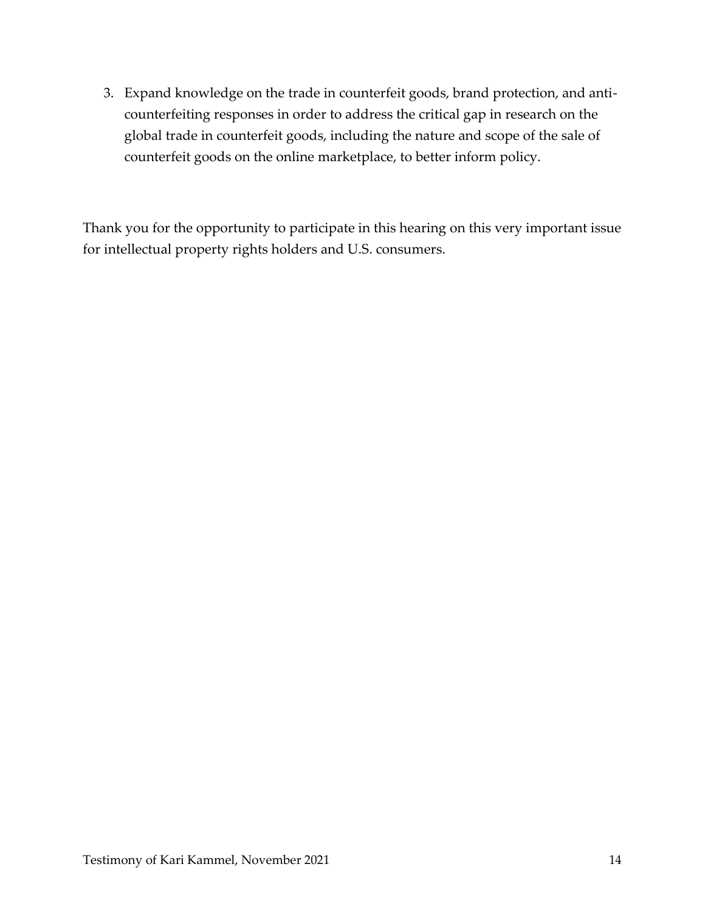3. Expand knowledge on the trade in counterfeit goods, brand protection, and anti-counterfeiting responses in order to address the critical gap in research on the global trade in counterfeit goods, including the nature and scope of the sale of counterfeit goods on the online marketplace, to better inform policy.

Thank you for the opportunity to participate in this hearing on this very important issue for intellectual property rights holders and U.S. consumers.